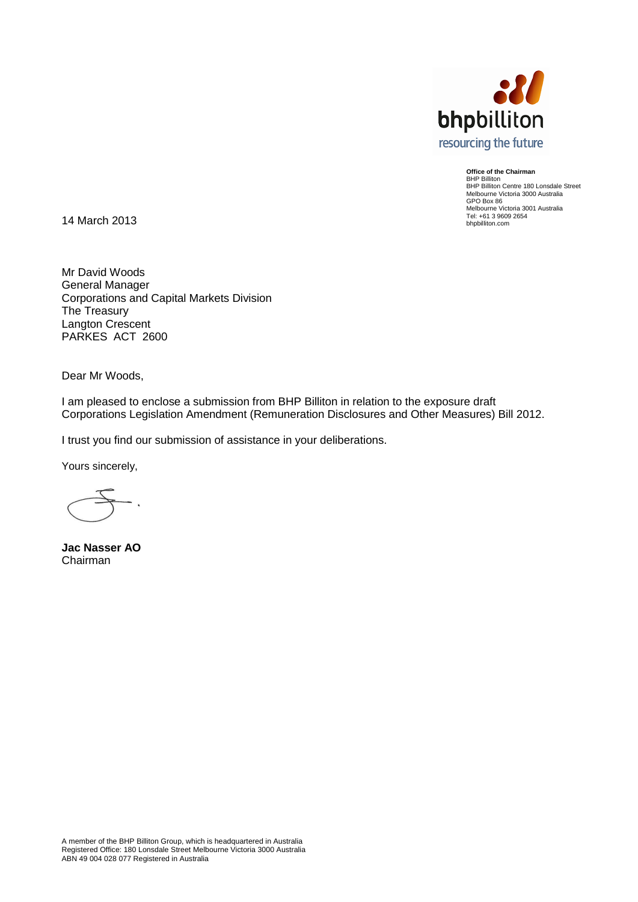bhpbilliton
resourcing the future

**Office of the Chairman**
BHP Billiton
BHP Billiton Centre 180 Lonsdale Street
Melbourne Victoria 3000 Australia
GPO Box 86
Melbourne Victoria 3001 Australia
Tel: +61 3 9609 2654
bhpbilliton.com

14 March 2013

Mr David Woods
General Manager
Corporations and Capital Markets Division
The Treasury
Langton Crescent
PARKES ACT 2600

Dear Mr Woods,

I am pleased to enclose a submission from BHP Billiton in relation to the exposure draft Corporations Legislation Amendment (Remuneration Disclosures and Other Measures) Bill 2012.

I trust you find our submission of assistance in your deliberations.

Yours sincerely,

**Jac Nasser AO**
Chairman

A member of the BHP Billiton Group, which is headquartered in Australia
Registered Office: 180 Lonsdale Street Melbourne Victoria 3000 Australia
ABN 49 004 028 077 Registered in Australia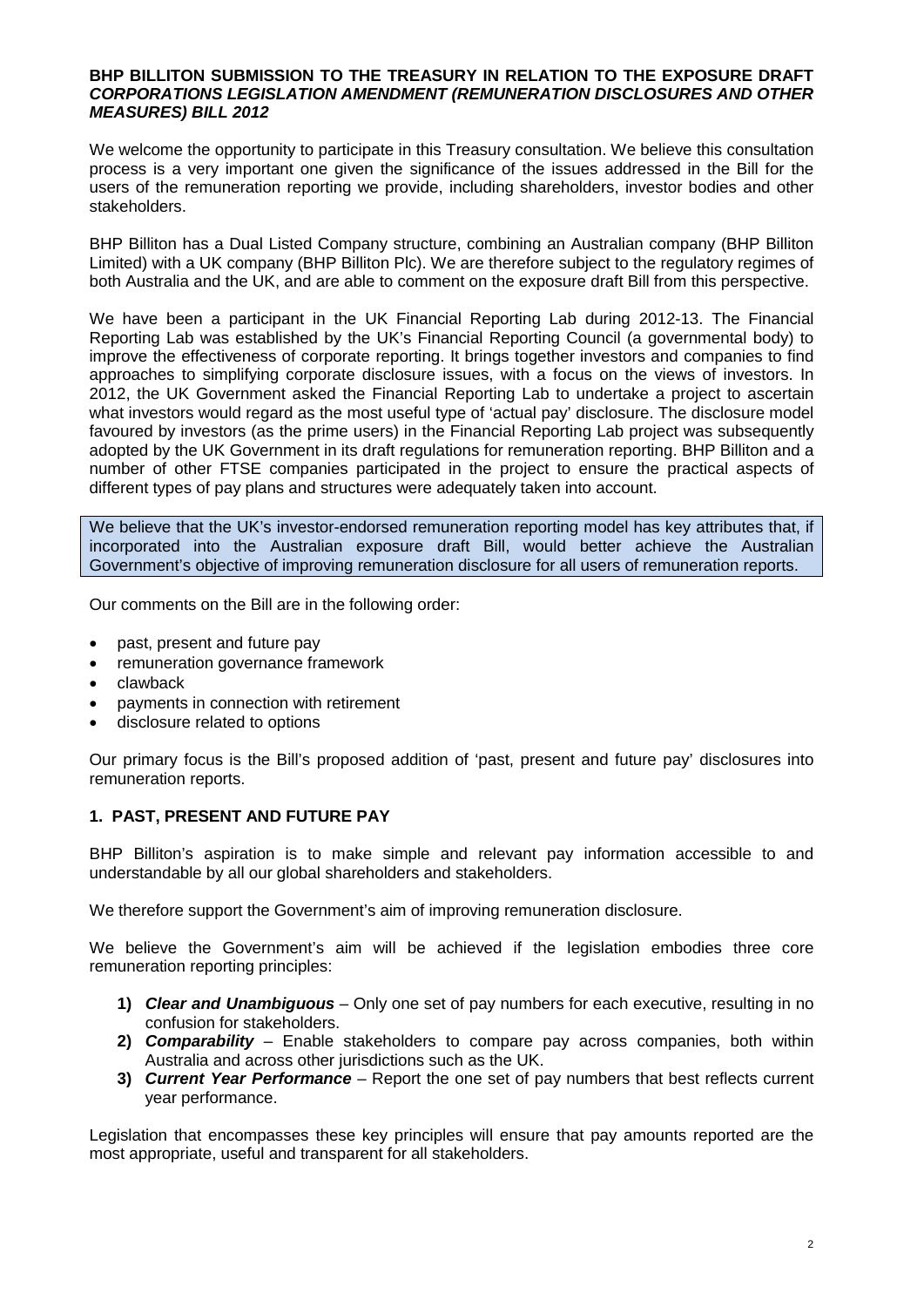**BHP BILLITON SUBMISSION TO THE TREASURY IN RELATION TO THE EXPOSURE DRAFT *CORPORATIONS LEGISLATION AMENDMENT (REMUNERATION DISCLOSURES AND OTHER MEASURES) BILL 2012***

We welcome the opportunity to participate in this Treasury consultation. We believe this consultation process is a very important one given the significance of the issues addressed in the Bill for the users of the remuneration reporting we provide, including shareholders, investor bodies and other stakeholders.

BHP Billiton has a Dual Listed Company structure, combining an Australian company (BHP Billiton Limited) with a UK company (BHP Billiton Plc). We are therefore subject to the regulatory regimes of both Australia and the UK, and are able to comment on the exposure draft Bill from this perspective.

We have been a participant in the UK Financial Reporting Lab during 2012-13. The Financial Reporting Lab was established by the UK's Financial Reporting Council (a governmental body) to improve the effectiveness of corporate reporting. It brings together investors and companies to find approaches to simplifying corporate disclosure issues, with a focus on the views of investors. In 2012, the UK Government asked the Financial Reporting Lab to undertake a project to ascertain what investors would regard as the most useful type of 'actual pay' disclosure. The disclosure model favoured by investors (as the prime users) in the Financial Reporting Lab project was subsequently adopted by the UK Government in its draft regulations for remuneration reporting. BHP Billiton and a number of other FTSE companies participated in the project to ensure the practical aspects of different types of pay plans and structures were adequately taken into account.

We believe that the UK's investor-endorsed remuneration reporting model has key attributes that, if incorporated into the Australian exposure draft Bill, would better achieve the Australian Government's objective of improving remuneration disclosure for all users of remuneration reports.

Our comments on the Bill are in the following order:

- past, present and future pay
- remuneration governance framework
- clawback
- payments in connection with retirement
- disclosure related to options

Our primary focus is the Bill's proposed addition of 'past, present and future pay' disclosures into remuneration reports.

## 1. PAST, PRESENT AND FUTURE PAY

BHP Billiton's aspiration is to make simple and relevant pay information accessible to and understandable by all our global shareholders and stakeholders.

We therefore support the Government's aim of improving remuneration disclosure.

We believe the Government's aim will be achieved if the legislation embodies three core remuneration reporting principles:

1) ***Clear and Unambiguous*** – Only one set of pay numbers for each executive, resulting in no confusion for stakeholders.
2) ***Comparability*** – Enable stakeholders to compare pay across companies, both within Australia and across other jurisdictions such as the UK.
3) ***Current Year Performance*** – Report the one set of pay numbers that best reflects current year performance.

Legislation that encompasses these key principles will ensure that pay amounts reported are the most appropriate, useful and transparent for all stakeholders.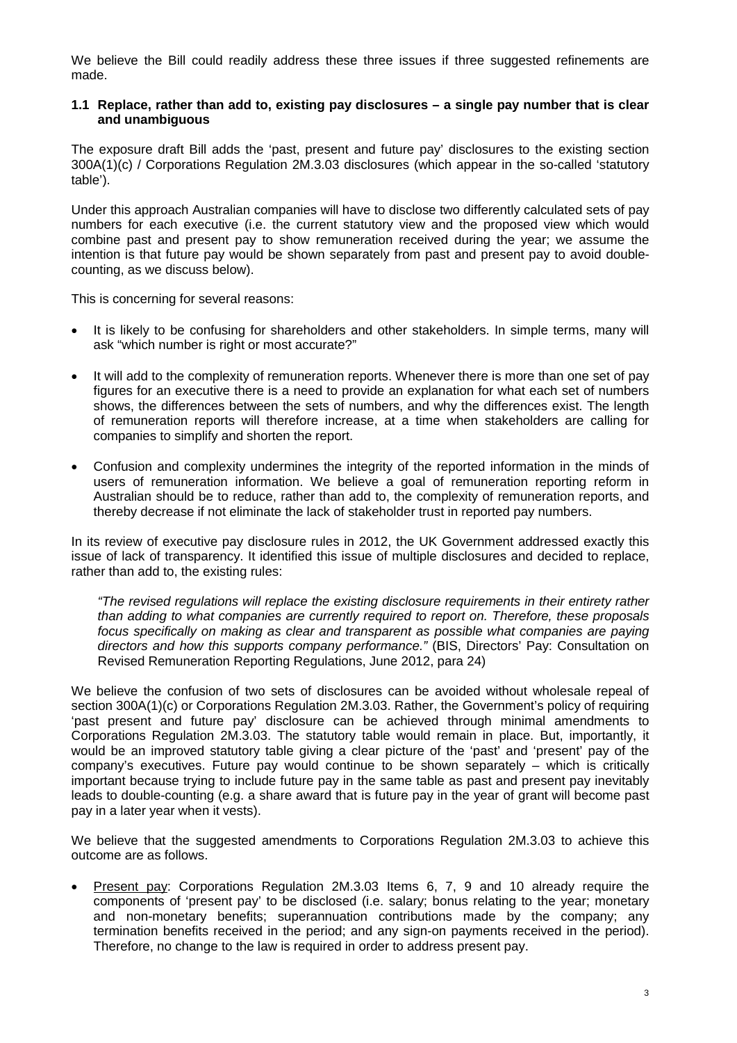We believe the Bill could readily address these three issues if three suggested refinements are made.

### 1.1 Replace, rather than add to, existing pay disclosures – a single pay number that is clear and unambiguous

The exposure draft Bill adds the 'past, present and future pay' disclosures to the existing section 300A(1)(c) / Corporations Regulation 2M.3.03 disclosures (which appear in the so-called 'statutory table').

Under this approach Australian companies will have to disclose two differently calculated sets of pay numbers for each executive (i.e. the current statutory view and the proposed view which would combine past and present pay to show remuneration received during the year; we assume the intention is that future pay would be shown separately from past and present pay to avoid double-counting, as we discuss below).

This is concerning for several reasons:

- It is likely to be confusing for shareholders and other stakeholders. In simple terms, many will ask "which number is right or most accurate?"
- It will add to the complexity of remuneration reports. Whenever there is more than one set of pay figures for an executive there is a need to provide an explanation for what each set of numbers shows, the differences between the sets of numbers, and why the differences exist. The length of remuneration reports will therefore increase, at a time when stakeholders are calling for companies to simplify and shorten the report.
- Confusion and complexity undermines the integrity of the reported information in the minds of users of remuneration information. We believe a goal of remuneration reporting reform in Australian should be to reduce, rather than add to, the complexity of remuneration reports, and thereby decrease if not eliminate the lack of stakeholder trust in reported pay numbers.

In its review of executive pay disclosure rules in 2012, the UK Government addressed exactly this issue of lack of transparency. It identified this issue of multiple disclosures and decided to replace, rather than add to, the existing rules:

> *"The revised regulations will replace the existing disclosure requirements in their entirety rather than adding to what companies are currently required to report on. Therefore, these proposals focus specifically on making as clear and transparent as possible what companies are paying directors and how this supports company performance."* (BIS, Directors' Pay: Consultation on Revised Remuneration Reporting Regulations, June 2012, para 24)

We believe the confusion of two sets of disclosures can be avoided without wholesale repeal of section 300A(1)(c) or Corporations Regulation 2M.3.03. Rather, the Government's policy of requiring 'past present and future pay' disclosure can be achieved through minimal amendments to Corporations Regulation 2M.3.03. The statutory table would remain in place. But, importantly, it would be an improved statutory table giving a clear picture of the 'past' and 'present' pay of the company's executives. Future pay would continue to be shown separately – which is critically important because trying to include future pay in the same table as past and present pay inevitably leads to double-counting (e.g. a share award that is future pay in the year of grant will become past pay in a later year when it vests).

We believe that the suggested amendments to Corporations Regulation 2M.3.03 to achieve this outcome are as follows.

- Present pay: Corporations Regulation 2M.3.03 Items 6, 7, 9 and 10 already require the components of 'present pay' to be disclosed (i.e. salary; bonus relating to the year; monetary and non-monetary benefits; superannuation contributions made by the company; any termination benefits received in the period; and any sign-on payments received in the period). Therefore, no change to the law is required in order to address present pay.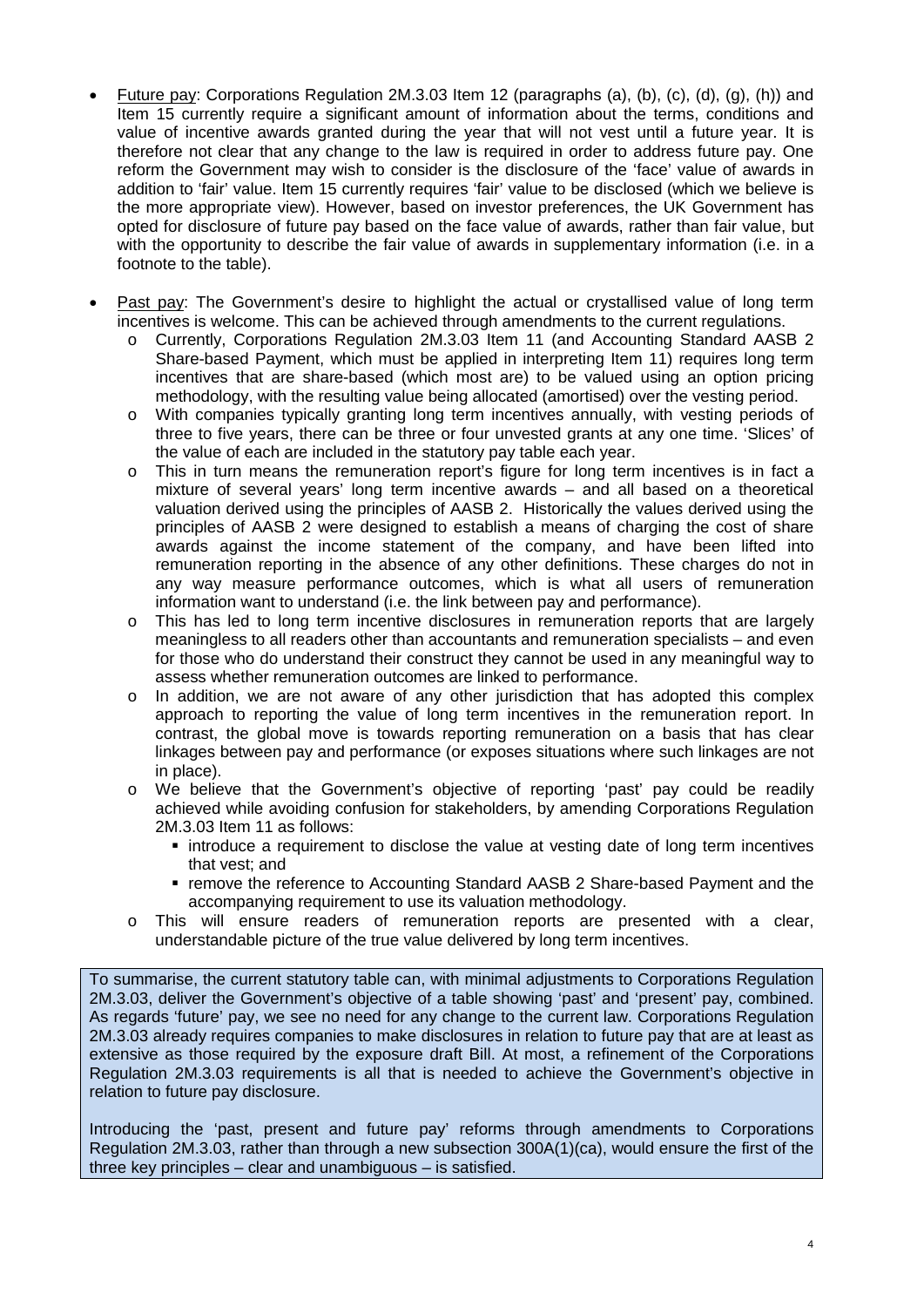- Future pay: Corporations Regulation 2M.3.03 Item 12 (paragraphs (a), (b), (c), (d), (g), (h)) and Item 15 currently require a significant amount of information about the terms, conditions and value of incentive awards granted during the year that will not vest until a future year. It is therefore not clear that any change to the law is required in order to address future pay. One reform the Government may wish to consider is the disclosure of the 'face' value of awards in addition to 'fair' value. Item 15 currently requires 'fair' value to be disclosed (which we believe is the more appropriate view). However, based on investor preferences, the UK Government has opted for disclosure of future pay based on the face value of awards, rather than fair value, but with the opportunity to describe the fair value of awards in supplementary information (i.e. in a footnote to the table).

- Past pay: The Government's desire to highlight the actual or crystallised value of long term incentives is welcome. This can be achieved through amendments to the current regulations.
  - Currently, Corporations Regulation 2M.3.03 Item 11 (and Accounting Standard AASB 2 Share-based Payment, which must be applied in interpreting Item 11) requires long term incentives that are share-based (which most are) to be valued using an option pricing methodology, with the resulting value being allocated (amortised) over the vesting period.
  - With companies typically granting long term incentives annually, with vesting periods of three to five years, there can be three or four unvested grants at any one time. 'Slices' of the value of each are included in the statutory pay table each year.
  - This in turn means the remuneration report's figure for long term incentives is in fact a mixture of several years' long term incentive awards – and all based on a theoretical valuation derived using the principles of AASB 2. Historically the values derived using the principles of AASB 2 were designed to establish a means of charging the cost of share awards against the income statement of the company, and have been lifted into remuneration reporting in the absence of any other definitions. These charges do not in any way measure performance outcomes, which is what all users of remuneration information want to understand (i.e. the link between pay and performance).
  - This has led to long term incentive disclosures in remuneration reports that are largely meaningless to all readers other than accountants and remuneration specialists – and even for those who do understand their construct they cannot be used in any meaningful way to assess whether remuneration outcomes are linked to performance.
  - In addition, we are not aware of any other jurisdiction that has adopted this complex approach to reporting the value of long term incentives in the remuneration report. In contrast, the global move is towards reporting remuneration on a basis that has clear linkages between pay and performance (or exposes situations where such linkages are not in place).
  - We believe that the Government's objective of reporting 'past' pay could be readily achieved while avoiding confusion for stakeholders, by amending Corporations Regulation 2M.3.03 Item 11 as follows:
    - introduce a requirement to disclose the value at vesting date of long term incentives that vest; and
    - remove the reference to Accounting Standard AASB 2 Share-based Payment and the accompanying requirement to use its valuation methodology.
  - This will ensure readers of remuneration reports are presented with a clear, understandable picture of the true value delivered by long term incentives.

To summarise, the current statutory table can, with minimal adjustments to Corporations Regulation 2M.3.03, deliver the Government's objective of a table showing 'past' and 'present' pay, combined. As regards 'future' pay, we see no need for any change to the current law. Corporations Regulation 2M.3.03 already requires companies to make disclosures in relation to future pay that are at least as extensive as those required by the exposure draft Bill. At most, a refinement of the Corporations Regulation 2M.3.03 requirements is all that is needed to achieve the Government's objective in relation to future pay disclosure.

Introducing the 'past, present and future pay' reforms through amendments to Corporations Regulation 2M.3.03, rather than through a new subsection 300A(1)(ca), would ensure the first of the three key principles – clear and unambiguous – is satisfied.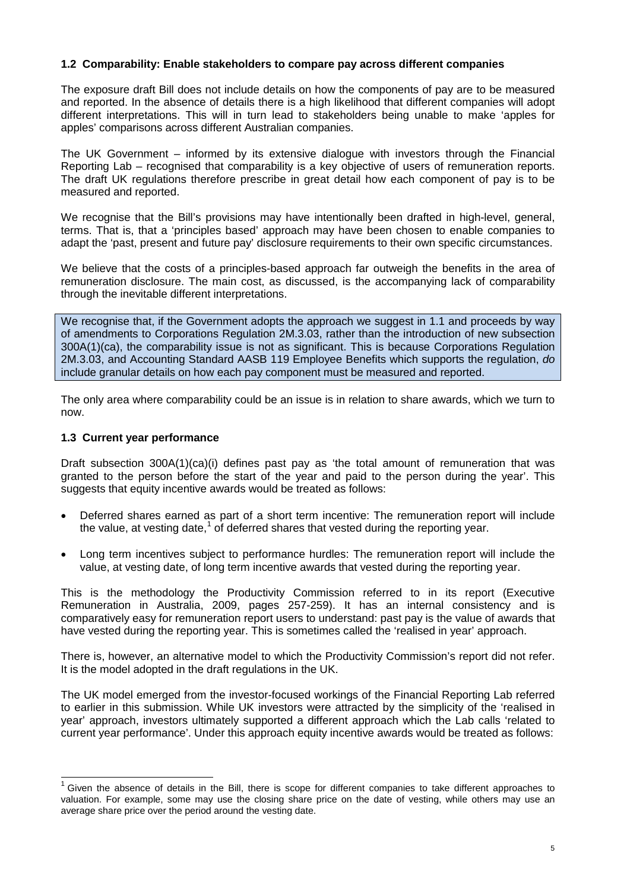### 1.2 Comparability: Enable stakeholders to compare pay across different companies

The exposure draft Bill does not include details on how the components of pay are to be measured and reported. In the absence of details there is a high likelihood that different companies will adopt different interpretations. This will in turn lead to stakeholders being unable to make 'apples for apples' comparisons across different Australian companies.

The UK Government – informed by its extensive dialogue with investors through the Financial Reporting Lab – recognised that comparability is a key objective of users of remuneration reports. The draft UK regulations therefore prescribe in great detail how each component of pay is to be measured and reported.

We recognise that the Bill's provisions may have intentionally been drafted in high-level, general, terms. That is, that a 'principles based' approach may have been chosen to enable companies to adapt the 'past, present and future pay' disclosure requirements to their own specific circumstances.

We believe that the costs of a principles-based approach far outweigh the benefits in the area of remuneration disclosure. The main cost, as discussed, is the accompanying lack of comparability through the inevitable different interpretations.

> We recognise that, if the Government adopts the approach we suggest in 1.1 and proceeds by way of amendments to Corporations Regulation 2M.3.03, rather than the introduction of new subsection 300A(1)(ca), the comparability issue is not as significant. This is because Corporations Regulation 2M.3.03, and Accounting Standard AASB 119 Employee Benefits which supports the regulation, *do* include granular details on how each pay component must be measured and reported.

The only area where comparability could be an issue is in relation to share awards, which we turn to now.

### 1.3 Current year performance

Draft subsection 300A(1)(ca)(i) defines past pay as 'the total amount of remuneration that was granted to the person before the start of the year and paid to the person during the year'. This suggests that equity incentive awards would be treated as follows:

- Deferred shares earned as part of a short term incentive: The remuneration report will include the value, at vesting date,[1] of deferred shares that vested during the reporting year.
- Long term incentives subject to performance hurdles: The remuneration report will include the value, at vesting date, of long term incentive awards that vested during the reporting year.

This is the methodology the Productivity Commission referred to in its report (Executive Remuneration in Australia, 2009, pages 257-259). It has an internal consistency and is comparatively easy for remuneration report users to understand: past pay is the value of awards that have vested during the reporting year. This is sometimes called the 'realised in year' approach.

There is, however, an alternative model to which the Productivity Commission's report did not refer. It is the model adopted in the draft regulations in the UK.

The UK model emerged from the investor-focused workings of the Financial Reporting Lab referred to earlier in this submission. While UK investors were attracted by the simplicity of the 'realised in year' approach, investors ultimately supported a different approach which the Lab calls 'related to current year performance'. Under this approach equity incentive awards would be treated as follows:

[1] Given the absence of details in the Bill, there is scope for different companies to take different approaches to valuation. For example, some may use the closing share price on the date of vesting, while others may use an average share price over the period around the vesting date.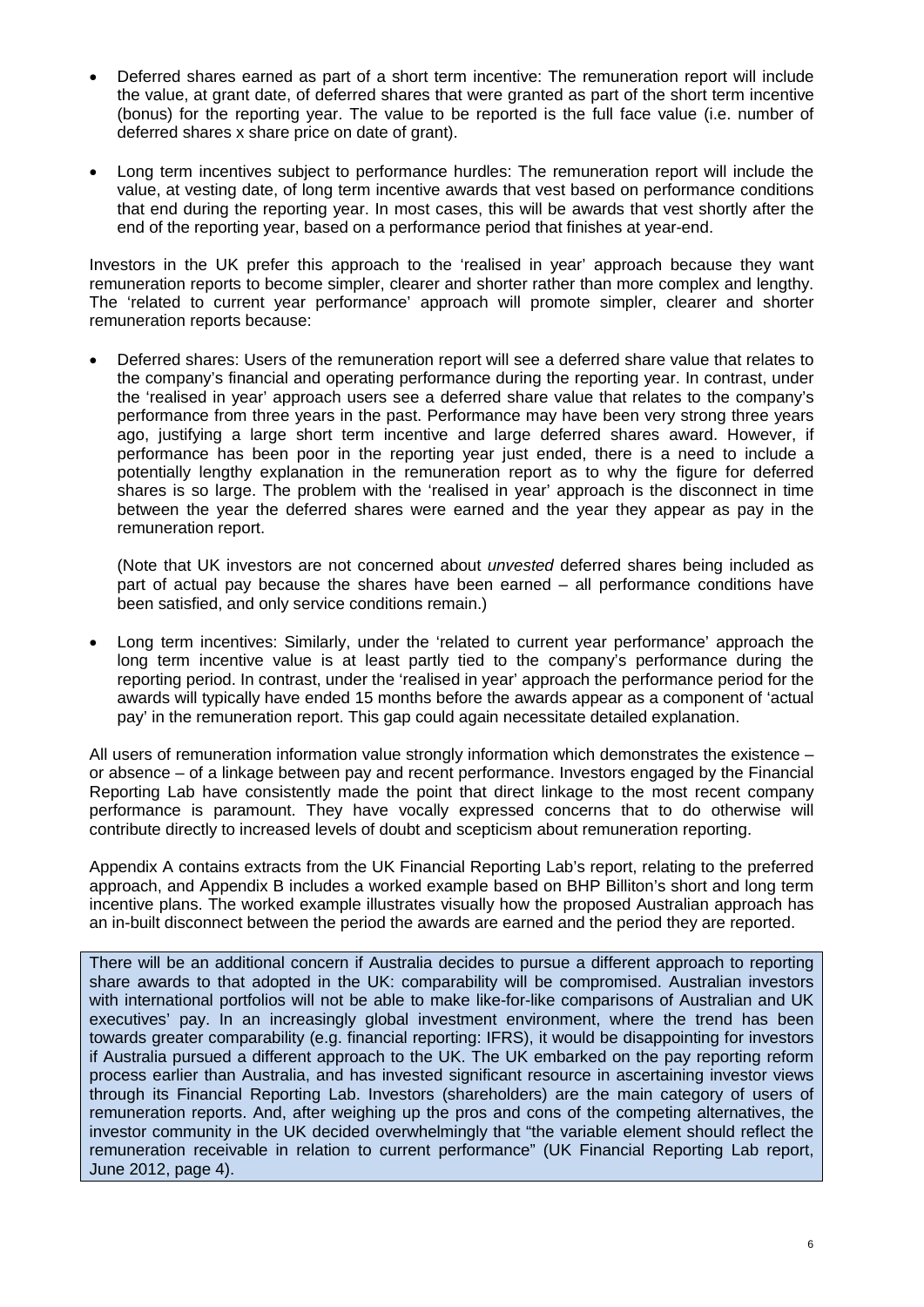- Deferred shares earned as part of a short term incentive: The remuneration report will include the value, at grant date, of deferred shares that were granted as part of the short term incentive (bonus) for the reporting year. The value to be reported is the full face value (i.e. number of deferred shares x share price on date of grant).

- Long term incentives subject to performance hurdles: The remuneration report will include the value, at vesting date, of long term incentive awards that vest based on performance conditions that end during the reporting year. In most cases, this will be awards that vest shortly after the end of the reporting year, based on a performance period that finishes at year-end.

Investors in the UK prefer this approach to the 'realised in year' approach because they want remuneration reports to become simpler, clearer and shorter rather than more complex and lengthy. The 'related to current year performance' approach will promote simpler, clearer and shorter remuneration reports because:

- Deferred shares: Users of the remuneration report will see a deferred share value that relates to the company's financial and operating performance during the reporting year. In contrast, under the 'realised in year' approach users see a deferred share value that relates to the company's performance from three years in the past. Performance may have been very strong three years ago, justifying a large short term incentive and large deferred shares award. However, if performance has been poor in the reporting year just ended, there is a need to include a potentially lengthy explanation in the remuneration report as to why the figure for deferred shares is so large. The problem with the 'realised in year' approach is the disconnect in time between the year the deferred shares were earned and the year they appear as pay in the remuneration report.

  (Note that UK investors are not concerned about *unvested* deferred shares being included as part of actual pay because the shares have been earned – all performance conditions have been satisfied, and only service conditions remain.)

- Long term incentives: Similarly, under the 'related to current year performance' approach the long term incentive value is at least partly tied to the company's performance during the reporting period. In contrast, under the 'realised in year' approach the performance period for the awards will typically have ended 15 months before the awards appear as a component of 'actual pay' in the remuneration report. This gap could again necessitate detailed explanation.

All users of remuneration information value strongly information which demonstrates the existence – or absence – of a linkage between pay and recent performance. Investors engaged by the Financial Reporting Lab have consistently made the point that direct linkage to the most recent company performance is paramount. They have vocally expressed concerns that to do otherwise will contribute directly to increased levels of doubt and scepticism about remuneration reporting.

Appendix A contains extracts from the UK Financial Reporting Lab's report, relating to the preferred approach, and Appendix B includes a worked example based on BHP Billiton's short and long term incentive plans. The worked example illustrates visually how the proposed Australian approach has an in-built disconnect between the period the awards are earned and the period they are reported.

There will be an additional concern if Australia decides to pursue a different approach to reporting share awards to that adopted in the UK: comparability will be compromised. Australian investors with international portfolios will not be able to make like-for-like comparisons of Australian and UK executives' pay. In an increasingly global investment environment, where the trend has been towards greater comparability (e.g. financial reporting: IFRS), it would be disappointing for investors if Australia pursued a different approach to the UK. The UK embarked on the pay reporting reform process earlier than Australia, and has invested significant resource in ascertaining investor views through its Financial Reporting Lab. Investors (shareholders) are the main category of users of remuneration reports. And, after weighing up the pros and cons of the competing alternatives, the investor community in the UK decided overwhelmingly that "the variable element should reflect the remuneration receivable in relation to current performance" (UK Financial Reporting Lab report, June 2012, page 4).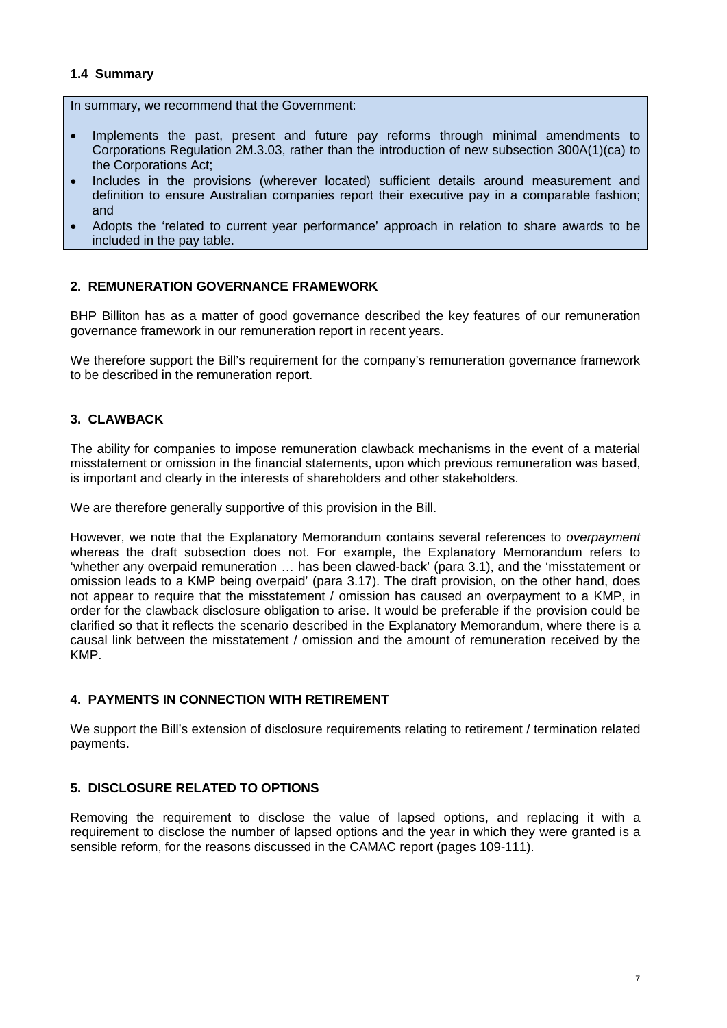### 1.4 Summary

In summary, we recommend that the Government:

- Implements the past, present and future pay reforms through minimal amendments to Corporations Regulation 2M.3.03, rather than the introduction of new subsection 300A(1)(ca) to the Corporations Act;
- Includes in the provisions (wherever located) sufficient details around measurement and definition to ensure Australian companies report their executive pay in a comparable fashion; and
- Adopts the 'related to current year performance' approach in relation to share awards to be included in the pay table.

## 2. REMUNERATION GOVERNANCE FRAMEWORK

BHP Billiton has as a matter of good governance described the key features of our remuneration governance framework in our remuneration report in recent years.

We therefore support the Bill's requirement for the company's remuneration governance framework to be described in the remuneration report.

## 3. CLAWBACK

The ability for companies to impose remuneration clawback mechanisms in the event of a material misstatement or omission in the financial statements, upon which previous remuneration was based, is important and clearly in the interests of shareholders and other stakeholders.

We are therefore generally supportive of this provision in the Bill.

However, we note that the Explanatory Memorandum contains several references to *overpayment* whereas the draft subsection does not. For example, the Explanatory Memorandum refers to 'whether any overpaid remuneration … has been clawed-back' (para 3.1), and the 'misstatement or omission leads to a KMP being overpaid' (para 3.17). The draft provision, on the other hand, does not appear to require that the misstatement / omission has caused an overpayment to a KMP, in order for the clawback disclosure obligation to arise. It would be preferable if the provision could be clarified so that it reflects the scenario described in the Explanatory Memorandum, where there is a causal link between the misstatement / omission and the amount of remuneration received by the KMP.

## 4. PAYMENTS IN CONNECTION WITH RETIREMENT

We support the Bill's extension of disclosure requirements relating to retirement / termination related payments.

## 5. DISCLOSURE RELATED TO OPTIONS

Removing the requirement to disclose the value of lapsed options, and replacing it with a requirement to disclose the number of lapsed options and the year in which they were granted is a sensible reform, for the reasons discussed in the CAMAC report (pages 109-111).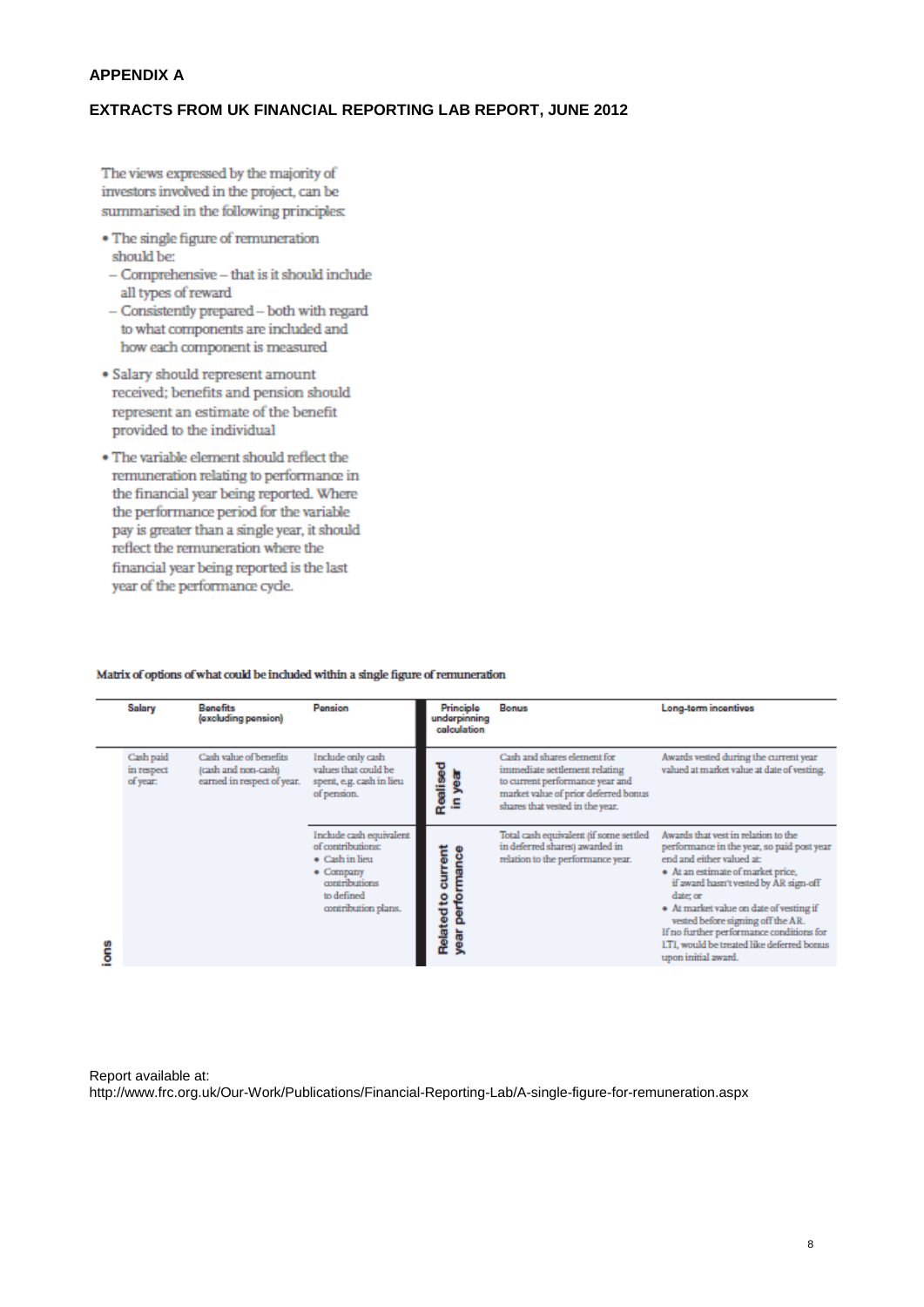**APPENDIX A**

**EXTRACTS FROM UK FINANCIAL REPORTING LAB REPORT, JUNE 2012**

The views expressed by the majority of investors involved in the project, can be summarised in the following principles:

- The single figure of remuneration should be:
  - Comprehensive – that is it should include all types of reward
  - Consistently prepared – both with regard to what components are included and how each component is measured
- Salary should represent amount received; benefits and pension should represent an estimate of the benefit provided to the individual
- The variable element should reflect the remuneration relating to performance in the financial year being reported. Where the performance period for the variable pay is greater than a single year, it should reflect the remuneration where the financial year being reported is the last year of the performance cycle.

Matrix of options of what could be included within a single figure of remuneration

| | Salary | Benefits (excluding pension) | Pension | Principle underpinning calculation | Bonus | Long-term incentives |
|---|---|---|---|---|---|---|
| | Cash paid in respect of year. | Cash value of benefits (cash and non-cash) earned in respect of year. | Include only cash values that could be spent, e.g. cash in lieu of pension. | Realised in year | Cash and shares element for immediate settlement relating to current performance year and market value of prior deferred bonus shares that vested in the year. | Awards vested during the current year valued at market value at date of vesting. |
| ions | | | Include cash equivalent of contributions: • Cash in lieu • Company contributions to defined contribution plans. | Related to current year performance | Total cash equivalent (if some settled in deferred shares) awarded in relation to the performance year. | Awards that vest in relation to the performance in the year, so paid post year end and either valued at: • At an estimate of market price, if award hasn't vested by AR sign-off date; or • At market value on date of vesting if vested before signing off the AR. If no further performance conditions for LTI, would be treated like deferred bonus upon initial award. |

Report available at:
http://www.frc.org.uk/Our-Work/Publications/Financial-Reporting-Lab/A-single-figure-for-remuneration.aspx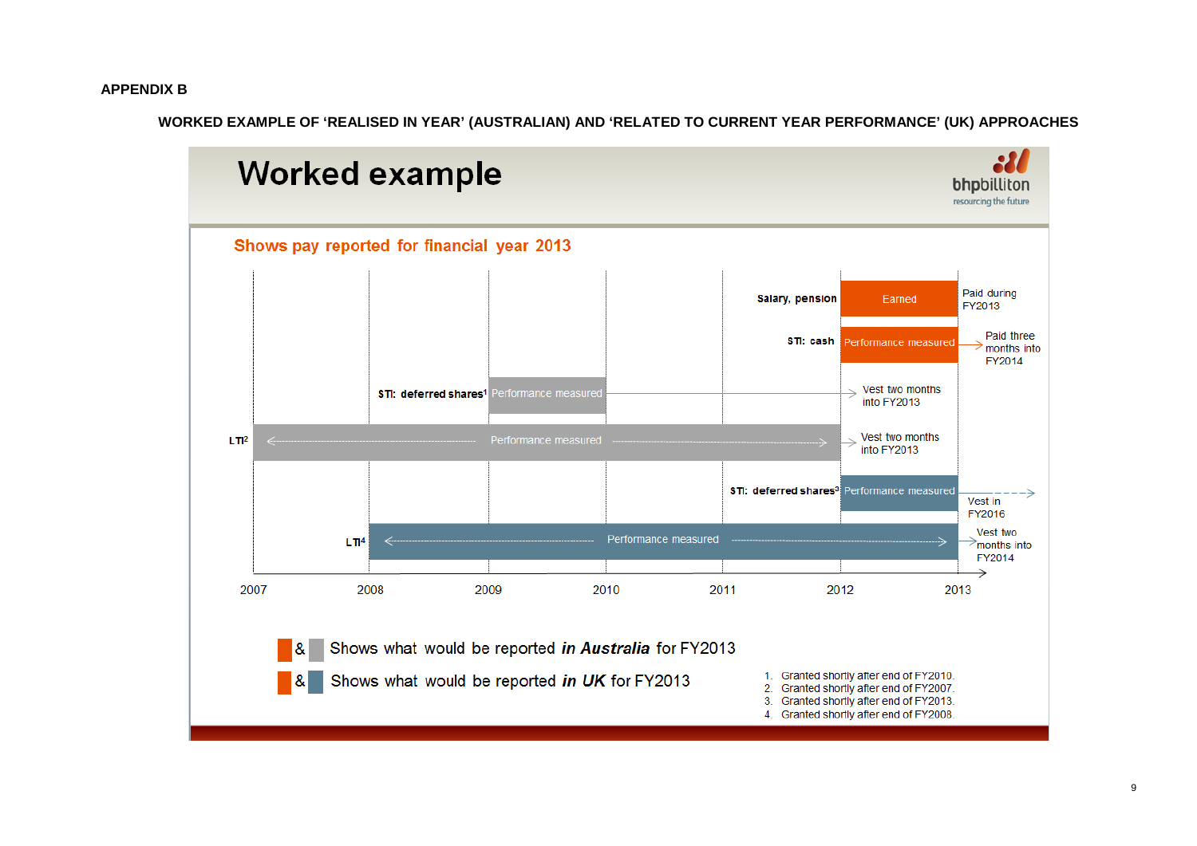**APPENDIX B**

**WORKED EXAMPLE OF 'REALISED IN YEAR' (AUSTRALIAN) AND 'RELATED TO CURRENT YEAR PERFORMANCE' (UK) APPROACHES**

# Worked example

bhpbilliton
resourcing the future

## Shows pay reported for financial year 2013

Salary, pension — Earned — Paid during FY2013

STI: cash — Performance measured — Paid three months into FY2014

STI: deferred shares[1] — Performance measured — Vest two months into FY2013

LTI[2] — Performance measured — Vest two months into FY2013

STI: deferred shares[3] — Performance measured — Vest in FY2016

LTI[4] — Performance measured — Vest two months into FY2014

2007 2008 2009 2010 2011 2012 2013

& Shows what would be reported ***in Australia*** for FY2013

& Shows what would be reported ***in UK*** for FY2013

1. Granted shortly after end of FY2010.
2. Granted shortly after end of FY2007.
3. Granted shortly after end of FY2013.
4. Granted shortly after end of FY2008.